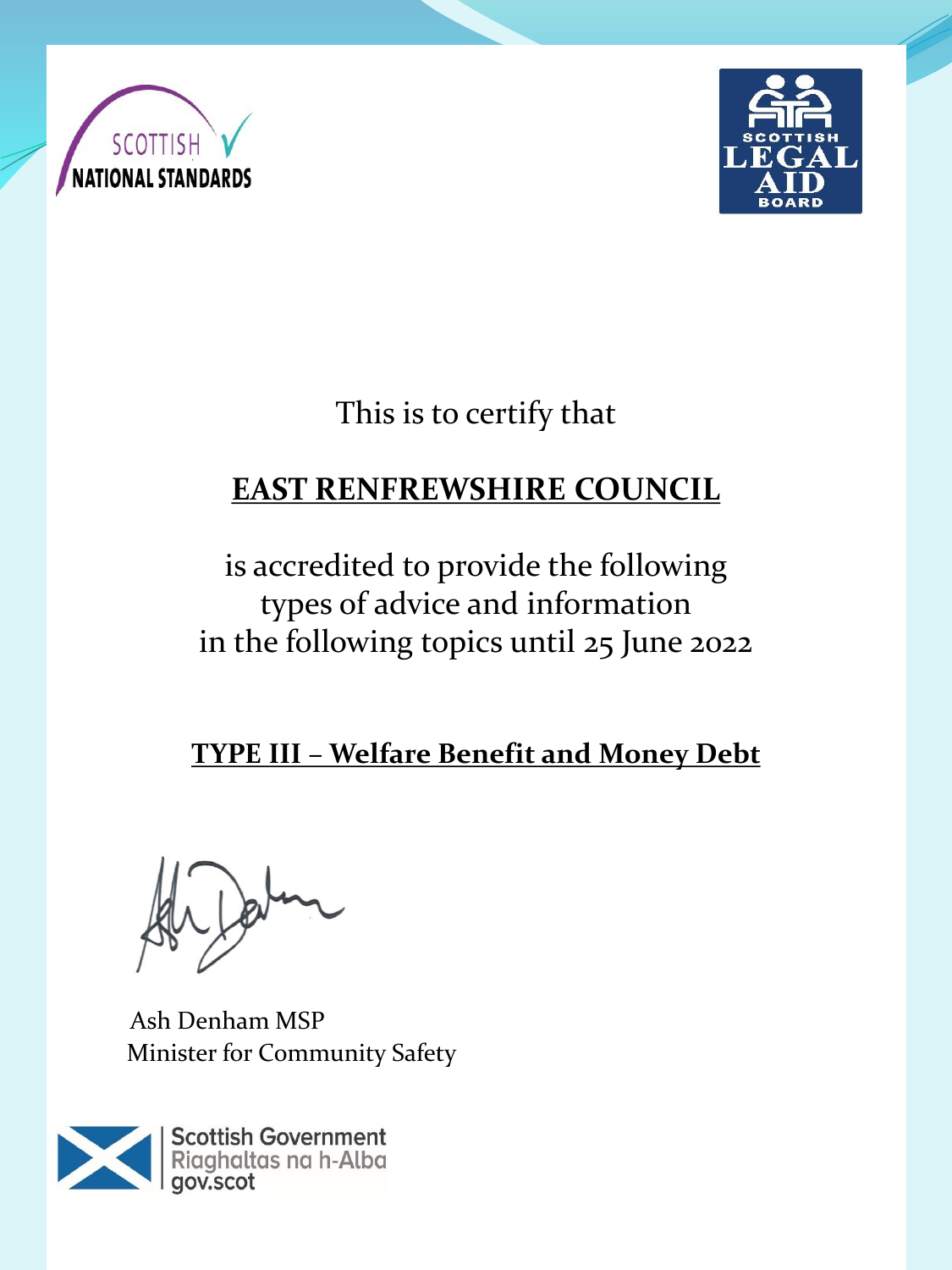SCOTTISH NATIONAL STANDARDS

SCOTTISH LEGAL AID BOARD

This is to certify that

**EAST RENFREWSHIRE COUNCIL**

is accredited to provide the following types of advice and information in the following topics until 25 June 2022

**TYPE III – Welfare Benefit and Money Debt**

Ash Denham MSP
Minister for Community Safety

Scottish Government
Riaghaltas na h-Alba
gov.scot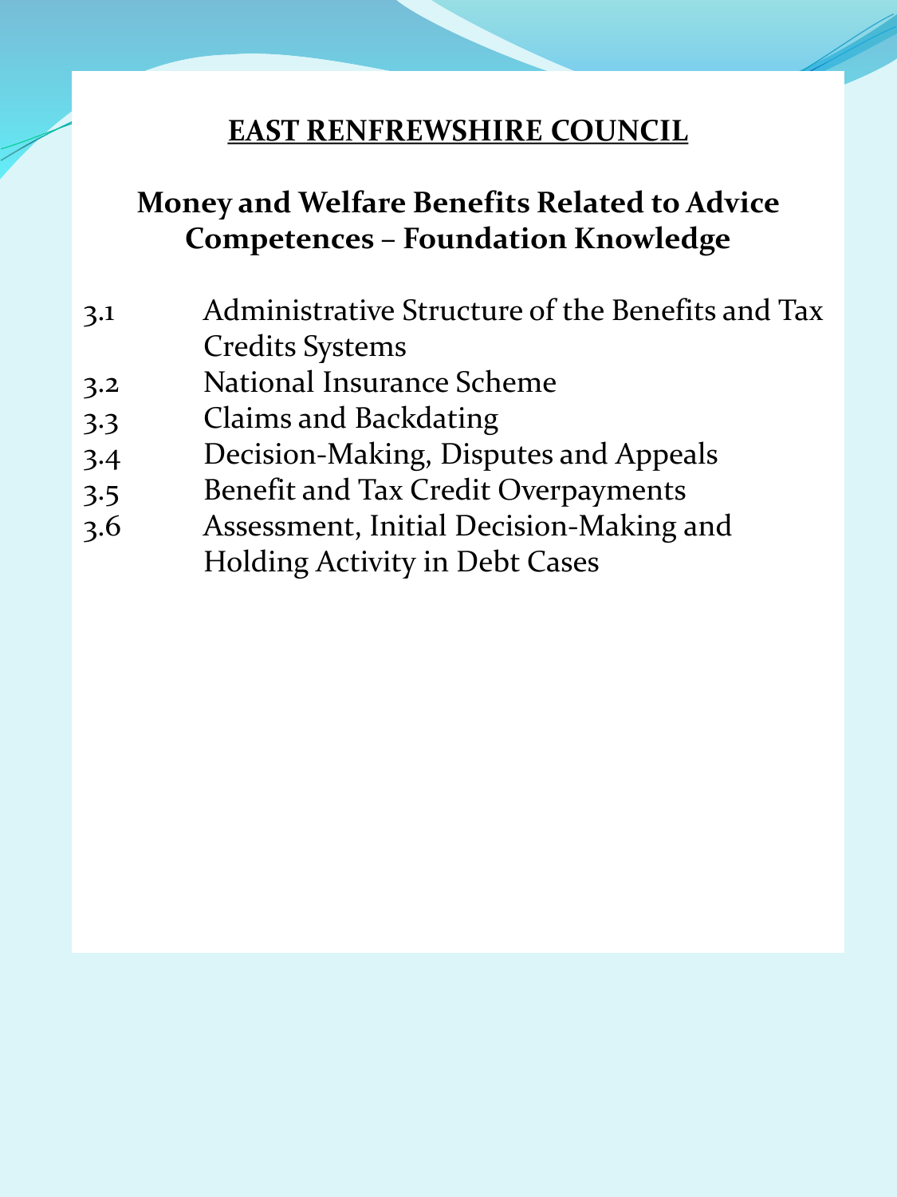# EAST RENFREWSHIRE COUNCIL

## Money and Welfare Benefits Related to Advice Competences – Foundation Knowledge

3.1 Administrative Structure of the Benefits and Tax Credits Systems
3.2 National Insurance Scheme
3.3 Claims and Backdating
3.4 Decision-Making, Disputes and Appeals
3.5 Benefit and Tax Credit Overpayments
3.6 Assessment, Initial Decision-Making and Holding Activity in Debt Cases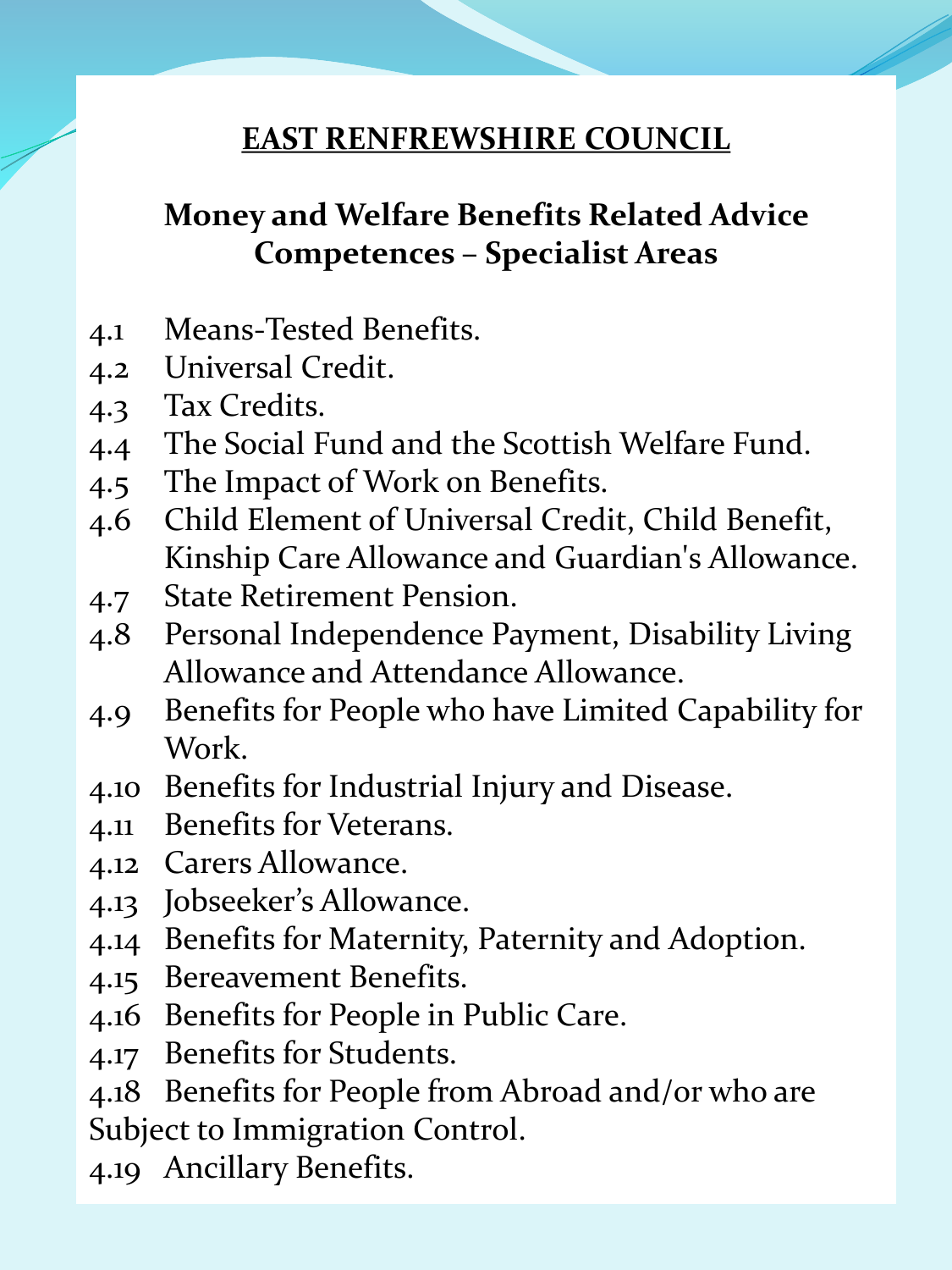## **EAST RENFREWSHIRE COUNCIL**

### Money and Welfare Benefits Related Advice Competences – Specialist Areas

- 4.1 Means-Tested Benefits.
- 4.2 Universal Credit.
- 4.3 Tax Credits.
- 4.4 The Social Fund and the Scottish Welfare Fund.
- 4.5 The Impact of Work on Benefits.
- 4.6 Child Element of Universal Credit, Child Benefit, Kinship Care Allowance and Guardian's Allowance.
- 4.7 State Retirement Pension.
- 4.8 Personal Independence Payment, Disability Living Allowance and Attendance Allowance.
- 4.9 Benefits for People who have Limited Capability for Work.
- 4.10 Benefits for Industrial Injury and Disease.
- 4.11 Benefits for Veterans.
- 4.12 Carers Allowance.
- 4.13 Jobseeker's Allowance.
- 4.14 Benefits for Maternity, Paternity and Adoption.
- 4.15 Bereavement Benefits.
- 4.16 Benefits for People in Public Care.
- 4.17 Benefits for Students.
- 4.18 Benefits for People from Abroad and/or who are Subject to Immigration Control.
- 4.19 Ancillary Benefits.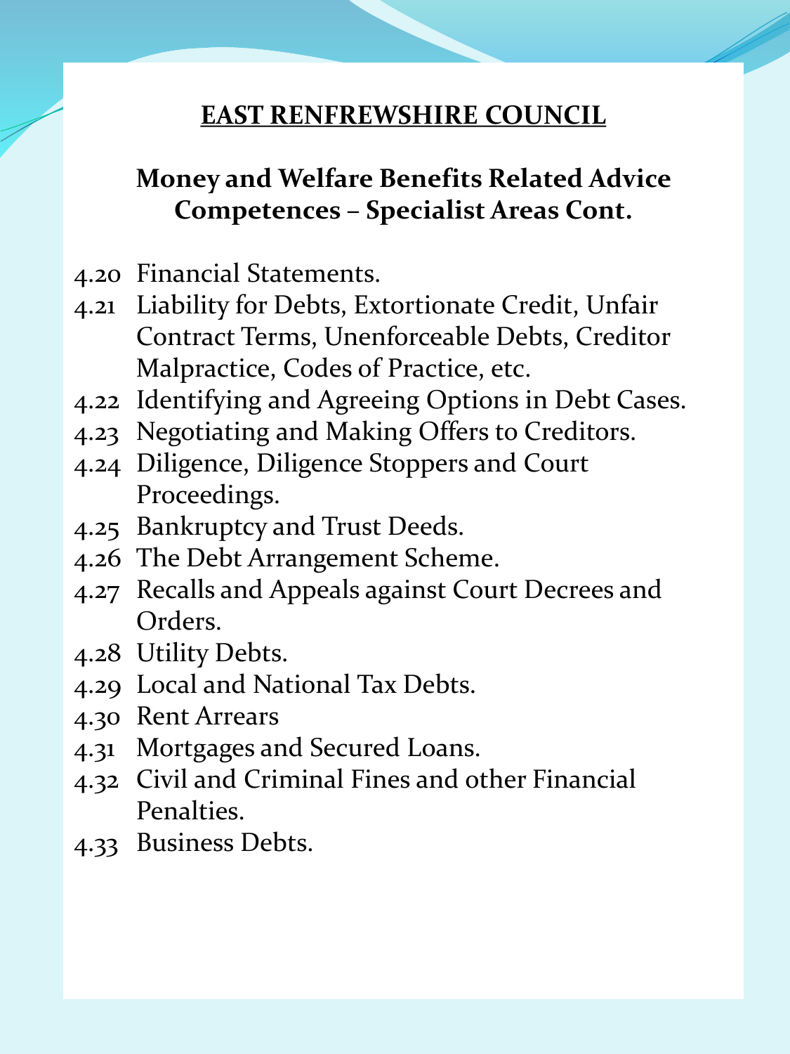# EAST RENFREWSHIRE COUNCIL

## Money and Welfare Benefits Related Advice Competences – Specialist Areas Cont.

4.20 Financial Statements.

4.21 Liability for Debts, Extortionate Credit, Unfair Contract Terms, Unenforceable Debts, Creditor Malpractice, Codes of Practice, etc.

4.22 Identifying and Agreeing Options in Debt Cases.

4.23 Negotiating and Making Offers to Creditors.

4.24 Diligence, Diligence Stoppers and Court Proceedings.

4.25 Bankruptcy and Trust Deeds.

4.26 The Debt Arrangement Scheme.

4.27 Recalls and Appeals against Court Decrees and Orders.

4.28 Utility Debts.

4.29 Local and National Tax Debts.

4.30 Rent Arrears

4.31 Mortgages and Secured Loans.

4.32 Civil and Criminal Fines and other Financial Penalties.

4.33 Business Debts.